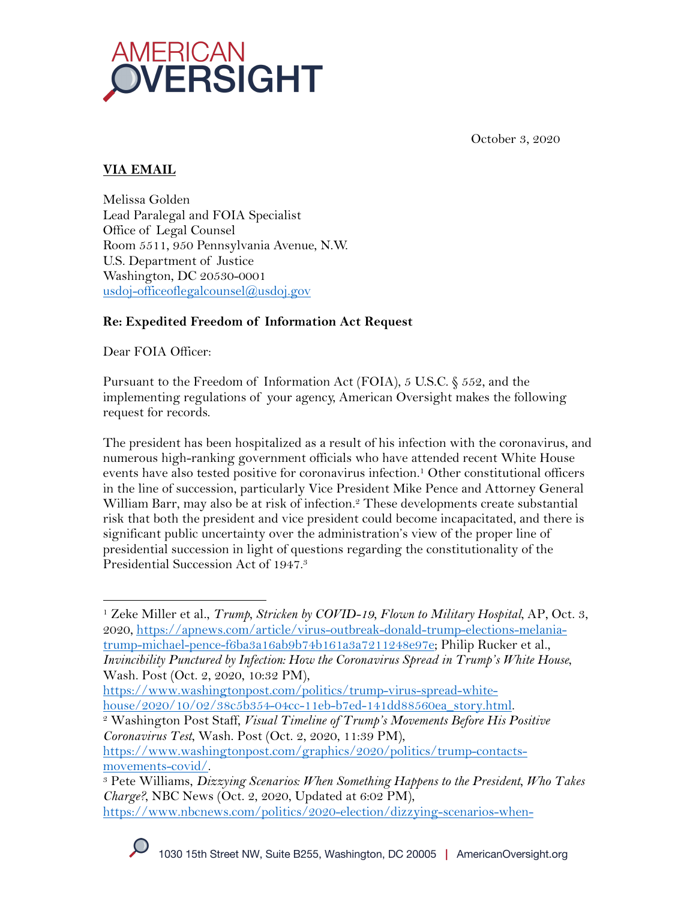October 3, 2020

**VIA EMAIL**

Melissa Golden
Lead Paralegal and FOIA Specialist
Office of Legal Counsel
Room 5511, 950 Pennsylvania Avenue, N.W.
U.S. Department of Justice
Washington, DC 20530-0001
usdoj-officeoflegalcounsel@usdoj.gov

**Re: Expedited Freedom of Information Act Request**

Dear FOIA Officer:

Pursuant to the Freedom of Information Act (FOIA), 5 U.S.C. § 552, and the implementing regulations of your agency, American Oversight makes the following request for records.

The president has been hospitalized as a result of his infection with the coronavirus, and numerous high-ranking government officials who have attended recent White House events have also tested positive for coronavirus infection.[1] Other constitutional officers in the line of succession, particularly Vice President Mike Pence and Attorney General William Barr, may also be at risk of infection.[2] These developments create substantial risk that both the president and vice president could become incapacitated, and there is significant public uncertainty over the administration's view of the proper line of presidential succession in light of questions regarding the constitutionality of the Presidential Succession Act of 1947.[3]

---

[1] Zeke Miller et al., *Trump, Stricken by COVID-19, Flown to Military Hospital*, AP, Oct. 3, 2020, https://apnews.com/article/virus-outbreak-donald-trump-elections-melania-trump-michael-pence-f6ba3a16ab9b74b161a3a7211248e97e; Philip Rucker et al., *Invincibility Punctured by Infection: How the Coronavirus Spread in Trump's White House*, Wash. Post (Oct. 2, 2020, 10:32 PM), https://www.washingtonpost.com/politics/trump-virus-spread-white-house/2020/10/02/38c5b354-04cc-11eb-b7ed-141dd88560ea_story.html.

[2] Washington Post Staff, *Visual Timeline of Trump's Movements Before His Positive Coronavirus Test*, Wash. Post (Oct. 2, 2020, 11:39 PM), https://www.washingtonpost.com/graphics/2020/politics/trump-contacts-movements-covid/.

[3] Pete Williams, *Dizzying Scenarios: When Something Happens to the President, Who Takes Charge?*, NBC News (Oct. 2, 2020, Updated at 6:02 PM), https://www.nbcnews.com/politics/2020-election/dizzying-scenarios-when-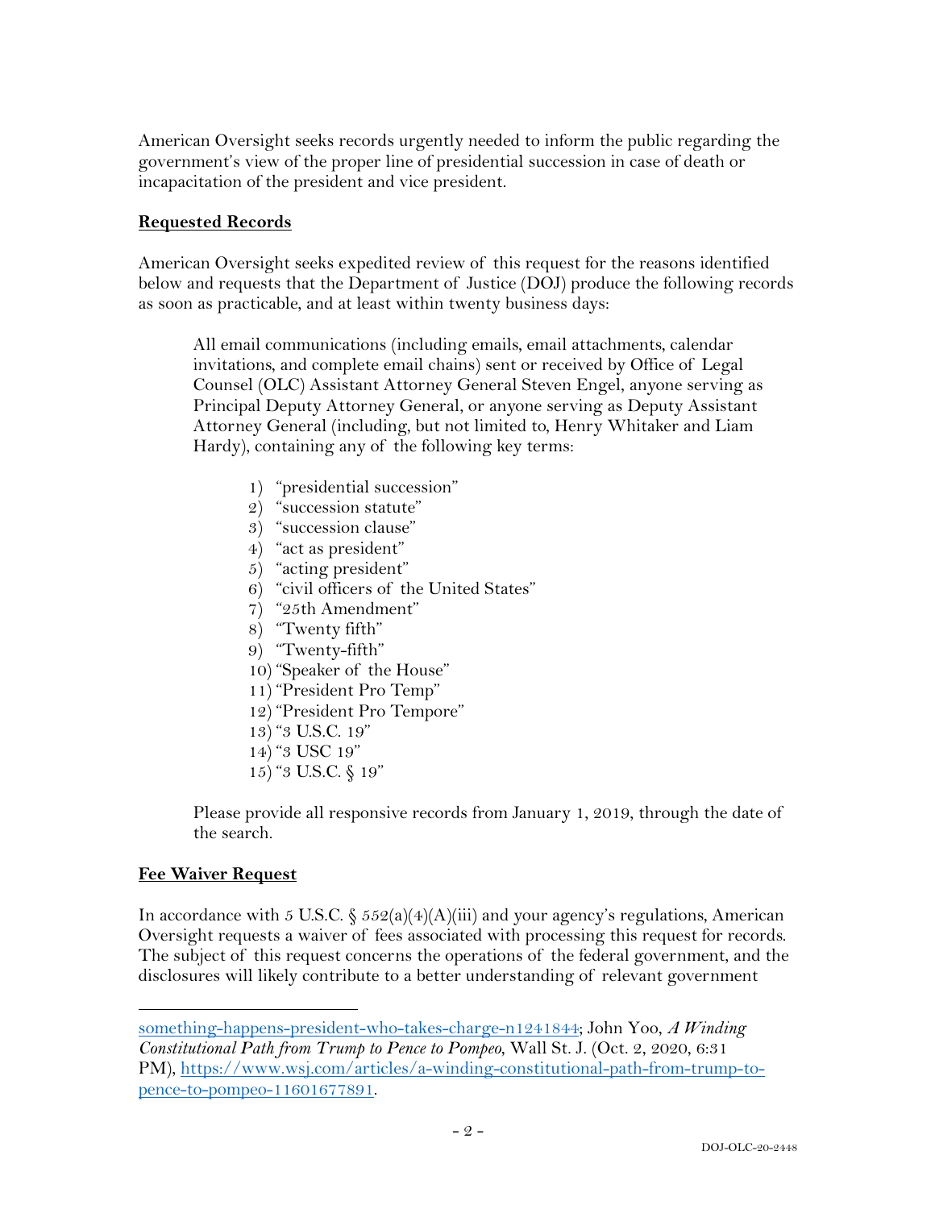American Oversight seeks records urgently needed to inform the public regarding the government's view of the proper line of presidential succession in case of death or incapacitation of the president and vice president.

**Requested Records**

American Oversight seeks expedited review of this request for the reasons identified below and requests that the Department of Justice (DOJ) produce the following records as soon as practicable, and at least within twenty business days:

> All email communications (including emails, email attachments, calendar invitations, and complete email chains) sent or received by Office of Legal Counsel (OLC) Assistant Attorney General Steven Engel, anyone serving as Principal Deputy Attorney General, or anyone serving as Deputy Assistant Attorney General (including, but not limited to, Henry Whitaker and Liam Hardy), containing any of the following key terms:
>
> 1) "presidential succession"
> 2) "succession statute"
> 3) "succession clause"
> 4) "act as president"
> 5) "acting president"
> 6) "civil officers of the United States"
> 7) "25th Amendment"
> 8) "Twenty fifth"
> 9) "Twenty-fifth"
> 10) "Speaker of the House"
> 11) "President Pro Temp"
> 12) "President Pro Tempore"
> 13) "3 U.S.C. 19"
> 14) "3 USC 19"
> 15) "3 U.S.C. § 19"
>
> Please provide all responsive records from January 1, 2019, through the date of the search.

**Fee Waiver Request**

In accordance with 5 U.S.C. § 552(a)(4)(A)(iii) and your agency's regulations, American Oversight requests a waiver of fees associated with processing this request for records. The subject of this request concerns the operations of the federal government, and the disclosures will likely contribute to a better understanding of relevant government

---

something-happens-president-who-takes-charge-n1241844; John Yoo, *A Winding Constitutional Path from Trump to Pence to Pompeo*, Wall St. J. (Oct. 2, 2020, 6:31 PM), https://www.wsj.com/articles/a-winding-constitutional-path-from-trump-to-pence-to-pompeo-11601677891.

DOJ-OLC-20-2448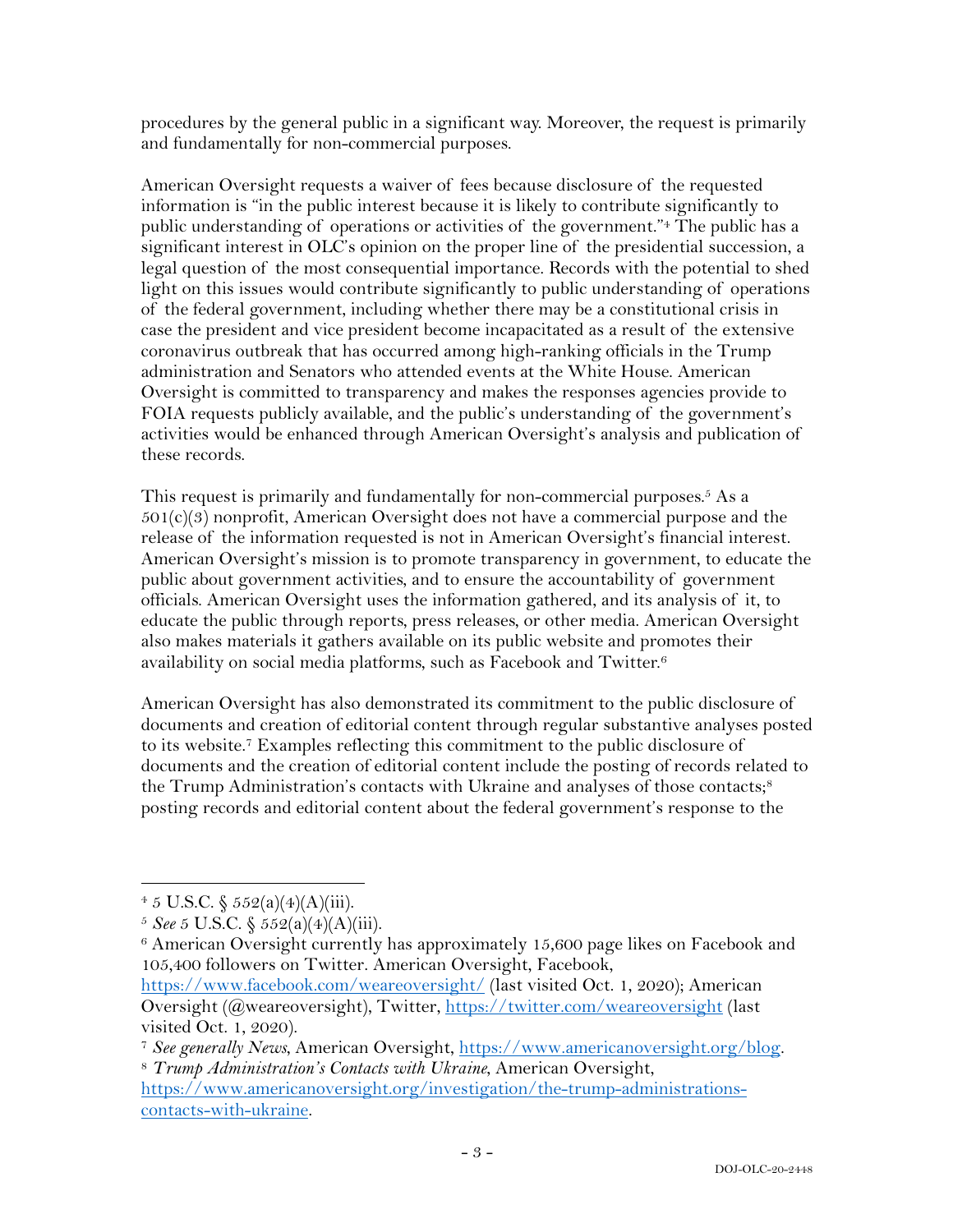procedures by the general public in a significant way. Moreover, the request is primarily and fundamentally for non-commercial purposes.

American Oversight requests a waiver of fees because disclosure of the requested information is "in the public interest because it is likely to contribute significantly to public understanding of operations or activities of the government."[4] The public has a significant interest in OLC's opinion on the proper line of the presidential succession, a legal question of the most consequential importance. Records with the potential to shed light on this issues would contribute significantly to public understanding of operations of the federal government, including whether there may be a constitutional crisis in case the president and vice president become incapacitated as a result of the extensive coronavirus outbreak that has occurred among high-ranking officials in the Trump administration and Senators who attended events at the White House. American Oversight is committed to transparency and makes the responses agencies provide to FOIA requests publicly available, and the public's understanding of the government's activities would be enhanced through American Oversight's analysis and publication of these records.

This request is primarily and fundamentally for non-commercial purposes.[5] As a 501(c)(3) nonprofit, American Oversight does not have a commercial purpose and the release of the information requested is not in American Oversight's financial interest. American Oversight's mission is to promote transparency in government, to educate the public about government activities, and to ensure the accountability of government officials. American Oversight uses the information gathered, and its analysis of it, to educate the public through reports, press releases, or other media. American Oversight also makes materials it gathers available on its public website and promotes their availability on social media platforms, such as Facebook and Twitter.[6]

American Oversight has also demonstrated its commitment to the public disclosure of documents and creation of editorial content through regular substantive analyses posted to its website.[7] Examples reflecting this commitment to the public disclosure of documents and the creation of editorial content include the posting of records related to the Trump Administration's contacts with Ukraine and analyses of those contacts;[8] posting records and editorial content about the federal government's response to the

---

[4] 5 U.S.C. § 552(a)(4)(A)(iii).

[5] *See* 5 U.S.C. § 552(a)(4)(A)(iii).

[6] American Oversight currently has approximately 15,600 page likes on Facebook and 105,400 followers on Twitter. American Oversight, Facebook, https://www.facebook.com/weareoversight/ (last visited Oct. 1, 2020); American Oversight (@weareoversight), Twitter, https://twitter.com/weareoversight (last visited Oct. 1, 2020).

[7] *See generally News*, American Oversight, https://www.americanoversight.org/blog.

[8] *Trump Administration's Contacts with Ukraine*, American Oversight, https://www.americanoversight.org/investigation/the-trump-administrations-contacts-with-ukraine.

DOJ-OLC-20-2448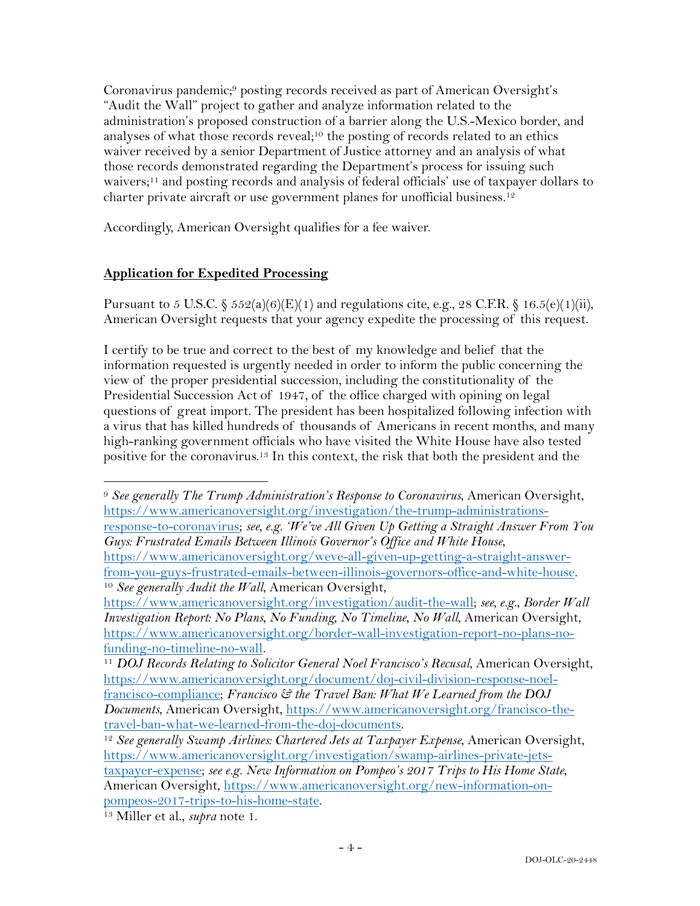Coronavirus pandemic;[9] posting records received as part of American Oversight's "Audit the Wall" project to gather and analyze information related to the administration's proposed construction of a barrier along the U.S.-Mexico border, and analyses of what those records reveal;[10] the posting of records related to an ethics waiver received by a senior Department of Justice attorney and an analysis of what those records demonstrated regarding the Department's process for issuing such waivers;[11] and posting records and analysis of federal officials' use of taxpayer dollars to charter private aircraft or use government planes for unofficial business.[12]

Accordingly, American Oversight qualifies for a fee waiver.

## **Application for Expedited Processing**

Pursuant to 5 U.S.C. § 552(a)(6)(E)(1) and regulations cite, e.g., 28 C.F.R. § 16.5(e)(1)(ii), American Oversight requests that your agency expedite the processing of this request.

I certify to be true and correct to the best of my knowledge and belief that the information requested is urgently needed in order to inform the public concerning the view of the proper presidential succession, including the constitutionality of the Presidential Succession Act of 1947, of the office charged with opining on legal questions of great import. The president has been hospitalized following infection with a virus that has killed hundreds of thousands of Americans in recent months, and many high-ranking government officials who have visited the White House have also tested positive for the coronavirus.[13] In this context, the risk that both the president and the

---

[9] *See generally The Trump Administration's Response to Coronavirus*, American Oversight, https://www.americanoversight.org/investigation/the-trump-administrations-response-to-coronavirus; *see, e.g. 'We've All Given Up Getting a Straight Answer From You Guys: Frustrated Emails Between Illinois Governor's Office and White House*, https://www.americanoversight.org/weve-all-given-up-getting-a-straight-answer-from-you-guys-frustrated-emails-between-illinois-governors-office-and-white-house.

[10] *See generally Audit the Wall*, American Oversight, https://www.americanoversight.org/investigation/audit-the-wall; *see, e.g.*, *Border Wall Investigation Report: No Plans, No Funding, No Timeline, No Wall*, American Oversight, https://www.americanoversight.org/border-wall-investigation-report-no-plans-no-funding-no-timeline-no-wall.

[11] *DOJ Records Relating to Solicitor General Noel Francisco's Recusal*, American Oversight, https://www.americanoversight.org/document/doj-civil-division-response-noel-francisco-compliance; *Francisco & the Travel Ban: What We Learned from the DOJ Documents*, American Oversight, https://www.americanoversight.org/francisco-the-travel-ban-what-we-learned-from-the-doj-documents.

[12] *See generally Swamp Airlines: Chartered Jets at Taxpayer Expense*, American Oversight, https://www.americanoversight.org/investigation/swamp-airlines-private-jets-taxpayer-expense; *see e.g. New Information on Pompeo's 2017 Trips to His Home State*, American Oversight, https://www.americanoversight.org/new-information-on-pompeos-2017-trips-to-his-home-state.

[13] Miller et al., *supra* note 1.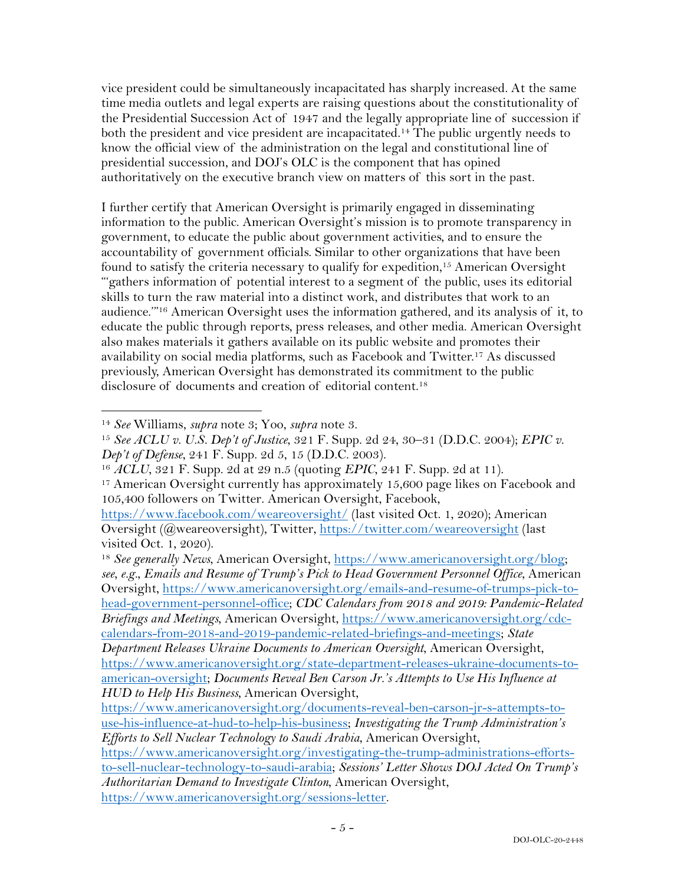vice president could be simultaneously incapacitated has sharply increased. At the same time media outlets and legal experts are raising questions about the constitutionality of the Presidential Succession Act of 1947 and the legally appropriate line of succession if both the president and vice president are incapacitated.[14] The public urgently needs to know the official view of the administration on the legal and constitutional line of presidential succession, and DOJ's OLC is the component that has opined authoritatively on the executive branch view on matters of this sort in the past.

I further certify that American Oversight is primarily engaged in disseminating information to the public. American Oversight's mission is to promote transparency in government, to educate the public about government activities, and to ensure the accountability of government officials. Similar to other organizations that have been found to satisfy the criteria necessary to qualify for expedition,[15] American Oversight "'gathers information of potential interest to a segment of the public, uses its editorial skills to turn the raw material into a distinct work, and distributes that work to an audience.'"[16] American Oversight uses the information gathered, and its analysis of it, to educate the public through reports, press releases, and other media. American Oversight also makes materials it gathers available on its public website and promotes their availability on social media platforms, such as Facebook and Twitter.[17] As discussed previously, American Oversight has demonstrated its commitment to the public disclosure of documents and creation of editorial content.[18]

---

[14] *See* Williams, *supra* note 3; Yoo, *supra* note 3.

[15] *See ACLU v. U.S. Dep't of Justice*, 321 F. Supp. 2d 24, 30–31 (D.D.C. 2004); *EPIC v. Dep't of Defense*, 241 F. Supp. 2d 5, 15 (D.D.C. 2003).

[16] *ACLU*, 321 F. Supp. 2d at 29 n.5 (quoting *EPIC*, 241 F. Supp. 2d at 11).

[17] American Oversight currently has approximately 15,600 page likes on Facebook and 105,400 followers on Twitter. American Oversight, Facebook, https://www.facebook.com/weareoversight/ (last visited Oct. 1, 2020); American Oversight (@weareoversight), Twitter, https://twitter.com/weareoversight (last visited Oct. 1, 2020).

[18] *See generally News*, American Oversight, https://www.americanoversight.org/blog; *see, e.g.*, *Emails and Resume of Trump's Pick to Head Government Personnel Office*, American Oversight, https://www.americanoversight.org/emails-and-resume-of-trumps-pick-to-head-government-personnel-office; *CDC Calendars from 2018 and 2019: Pandemic-Related Briefings and Meetings*, American Oversight, https://www.americanoversight.org/cdc-calendars-from-2018-and-2019-pandemic-related-briefings-and-meetings; *State Department Releases Ukraine Documents to American Oversight*, American Oversight, https://www.americanoversight.org/state-department-releases-ukraine-documents-to-american-oversight; *Documents Reveal Ben Carson Jr.'s Attempts to Use His Influence at HUD to Help His Business*, American Oversight, https://www.americanoversight.org/documents-reveal-ben-carson-jr-s-attempts-to-use-his-influence-at-hud-to-help-his-business; *Investigating the Trump Administration's Efforts to Sell Nuclear Technology to Saudi Arabia*, American Oversight, https://www.americanoversight.org/investigating-the-trump-administrations-efforts-to-sell-nuclear-technology-to-saudi-arabia; *Sessions' Letter Shows DOJ Acted On Trump's Authoritarian Demand to Investigate Clinton*, American Oversight, https://www.americanoversight.org/sessions-letter.

DOJ-OLC-20-2448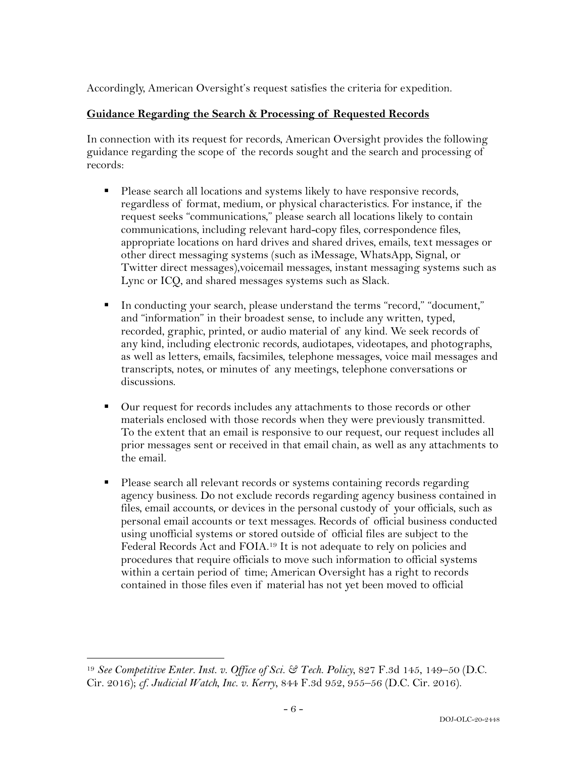Accordingly, American Oversight's request satisfies the criteria for expedition.

**Guidance Regarding the Search & Processing of Requested Records**

In connection with its request for records, American Oversight provides the following guidance regarding the scope of the records sought and the search and processing of records:

- Please search all locations and systems likely to have responsive records, regardless of format, medium, or physical characteristics. For instance, if the request seeks "communications," please search all locations likely to contain communications, including relevant hard-copy files, correspondence files, appropriate locations on hard drives and shared drives, emails, text messages or other direct messaging systems (such as iMessage, WhatsApp, Signal, or Twitter direct messages),voicemail messages, instant messaging systems such as Lync or ICQ, and shared messages systems such as Slack.

- In conducting your search, please understand the terms "record," "document," and "information" in their broadest sense, to include any written, typed, recorded, graphic, printed, or audio material of any kind. We seek records of any kind, including electronic records, audiotapes, videotapes, and photographs, as well as letters, emails, facsimiles, telephone messages, voice mail messages and transcripts, notes, or minutes of any meetings, telephone conversations or discussions.

- Our request for records includes any attachments to those records or other materials enclosed with those records when they were previously transmitted. To the extent that an email is responsive to our request, our request includes all prior messages sent or received in that email chain, as well as any attachments to the email.

- Please search all relevant records or systems containing records regarding agency business. Do not exclude records regarding agency business contained in files, email accounts, or devices in the personal custody of your officials, such as personal email accounts or text messages. Records of official business conducted using unofficial systems or stored outside of official files are subject to the Federal Records Act and FOIA.[19] It is not adequate to rely on policies and procedures that require officials to move such information to official systems within a certain period of time; American Oversight has a right to records contained in those files even if material has not yet been moved to official

[19] *See Competitive Enter. Inst. v. Office of Sci. & Tech. Policy*, 827 F.3d 145, 149–50 (D.C. Cir. 2016); *cf. Judicial Watch, Inc. v. Kerry*, 844 F.3d 952, 955–56 (D.C. Cir. 2016).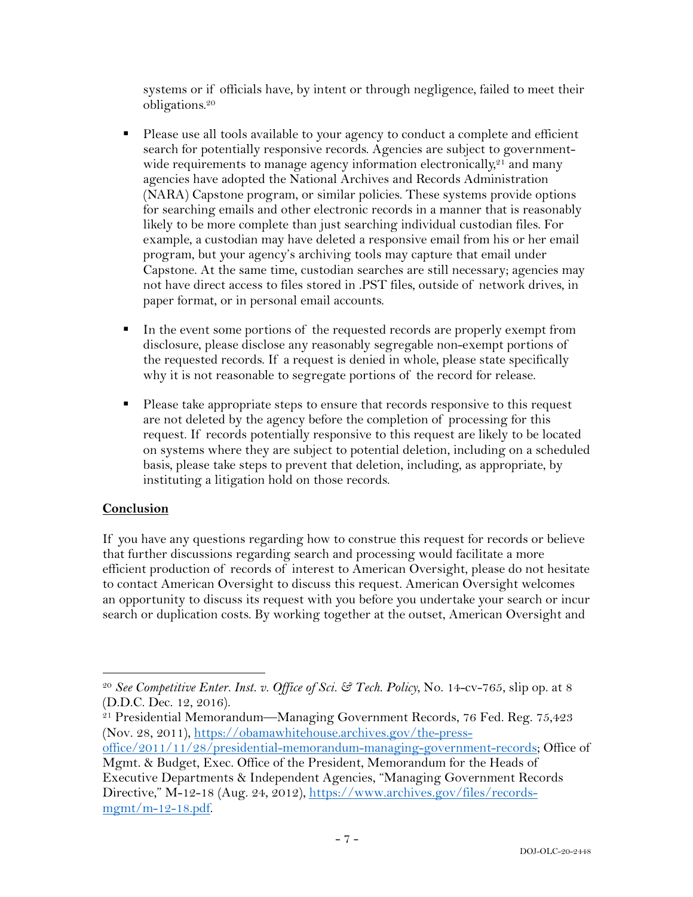systems or if officials have, by intent or through negligence, failed to meet their obligations.[20]

- Please use all tools available to your agency to conduct a complete and efficient search for potentially responsive records. Agencies are subject to government-wide requirements to manage agency information electronically,[21] and many agencies have adopted the National Archives and Records Administration (NARA) Capstone program, or similar policies. These systems provide options for searching emails and other electronic records in a manner that is reasonably likely to be more complete than just searching individual custodian files. For example, a custodian may have deleted a responsive email from his or her email program, but your agency's archiving tools may capture that email under Capstone. At the same time, custodian searches are still necessary; agencies may not have direct access to files stored in .PST files, outside of network drives, in paper format, or in personal email accounts.

- In the event some portions of the requested records are properly exempt from disclosure, please disclose any reasonably segregable non-exempt portions of the requested records. If a request is denied in whole, please state specifically why it is not reasonable to segregate portions of the record for release.

- Please take appropriate steps to ensure that records responsive to this request are not deleted by the agency before the completion of processing for this request. If records potentially responsive to this request are likely to be located on systems where they are subject to potential deletion, including on a scheduled basis, please take steps to prevent that deletion, including, as appropriate, by instituting a litigation hold on those records.

**Conclusion**

If you have any questions regarding how to construe this request for records or believe that further discussions regarding search and processing would facilitate a more efficient production of records of interest to American Oversight, please do not hesitate to contact American Oversight to discuss this request. American Oversight welcomes an opportunity to discuss its request with you before you undertake your search or incur search or duplication costs. By working together at the outset, American Oversight and

---

[20] *See Competitive Enter. Inst. v. Office of Sci. & Tech. Policy*, No. 14-cv-765, slip op. at 8 (D.D.C. Dec. 12, 2016).

[21] Presidential Memorandum—Managing Government Records, 76 Fed. Reg. 75,423 (Nov. 28, 2011), https://obamawhitehouse.archives.gov/the-press-office/2011/11/28/presidential-memorandum-managing-government-records; Office of Mgmt. & Budget, Exec. Office of the President, Memorandum for the Heads of Executive Departments & Independent Agencies, "Managing Government Records Directive," M-12-18 (Aug. 24, 2012), https://www.archives.gov/files/records-mgmt/m-12-18.pdf.

DOJ-OLC-20-2448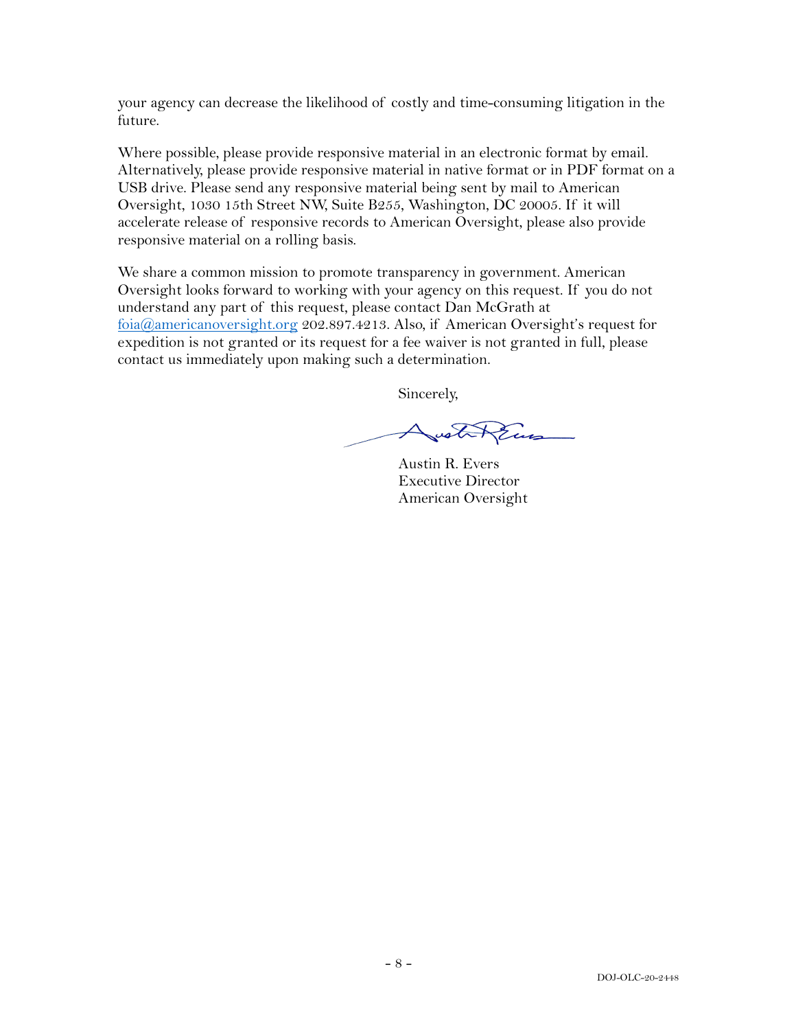your agency can decrease the likelihood of costly and time-consuming litigation in the future.

Where possible, please provide responsive material in an electronic format by email. Alternatively, please provide responsive material in native format or in PDF format on a USB drive. Please send any responsive material being sent by mail to American Oversight, 1030 15th Street NW, Suite B255, Washington, DC 20005. If it will accelerate release of responsive records to American Oversight, please also provide responsive material on a rolling basis.

We share a common mission to promote transparency in government. American Oversight looks forward to working with your agency on this request. If you do not understand any part of this request, please contact Dan McGrath at foia@americanoversight.org 202.897.4213. Also, if American Oversight's request for expedition is not granted or its request for a fee waiver is not granted in full, please contact us immediately upon making such a determination.

Sincerely,

Austin R. Evers
Executive Director
American Oversight

DOJ-OLC-20-2448